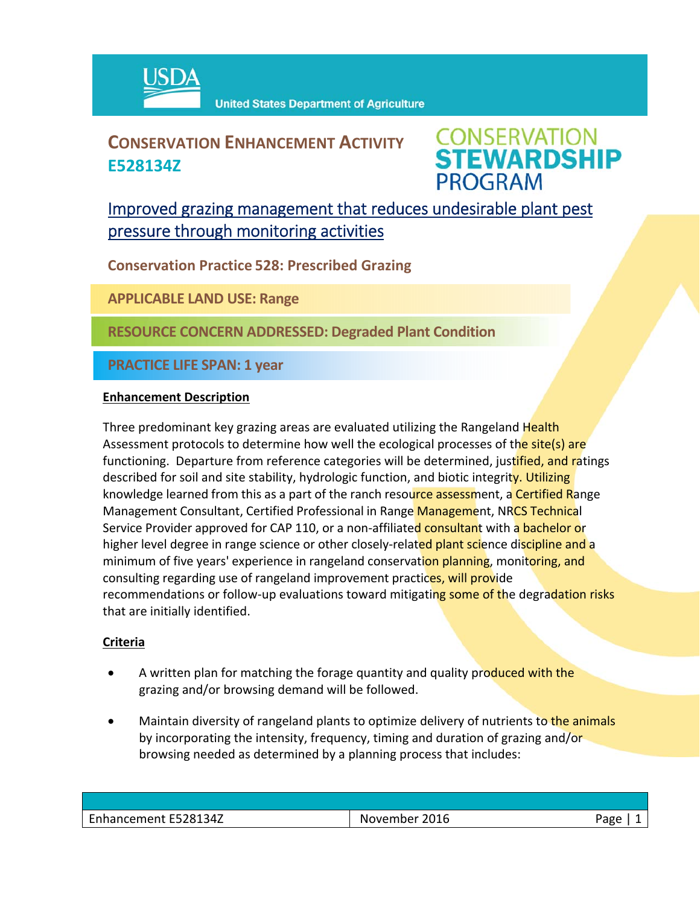# CONSERVATION ENHANCEMENT ACTIVITY E528134Z

## CONSERVATION STEWARDSHIP PROGRAM

## Improved grazing management that reduces undesirable plant pest pressure through monitoring activities

**Conservation Practice 528: Prescribed Grazing**

**APPLICABLE LAND USE: Range**

**RESOURCE CONCERN ADDRESSED: Degraded Plant Condition**

**PRACTICE LIFE SPAN: 1 year**

### Enhancement Description

Three predominant key grazing areas are evaluated utilizing the Rangeland Health Assessment protocols to determine how well the ecological processes of the site(s) are functioning. Departure from reference categories will be determined, justified, and ratings described for soil and site stability, hydrologic function, and biotic integrity. Utilizing knowledge learned from this as a part of the ranch resource assessment, a Certified Range Management Consultant, Certified Professional in Range Management, NRCS Technical Service Provider approved for CAP 110, or a non-affiliated consultant with a bachelor or higher level degree in range science or other closely-related plant science discipline and a minimum of five years' experience in rangeland conservation planning, monitoring, and consulting regarding use of rangeland improvement practices, will provide recommendations or follow-up evaluations toward mitigating some of the degradation risks that are initially identified.

### Criteria

- A written plan for matching the forage quantity and quality produced with the grazing and/or browsing demand will be followed.
- Maintain diversity of rangeland plants to optimize delivery of nutrients to the animals by incorporating the intensity, frequency, timing and duration of grazing and/or browsing needed as determined by a planning process that includes: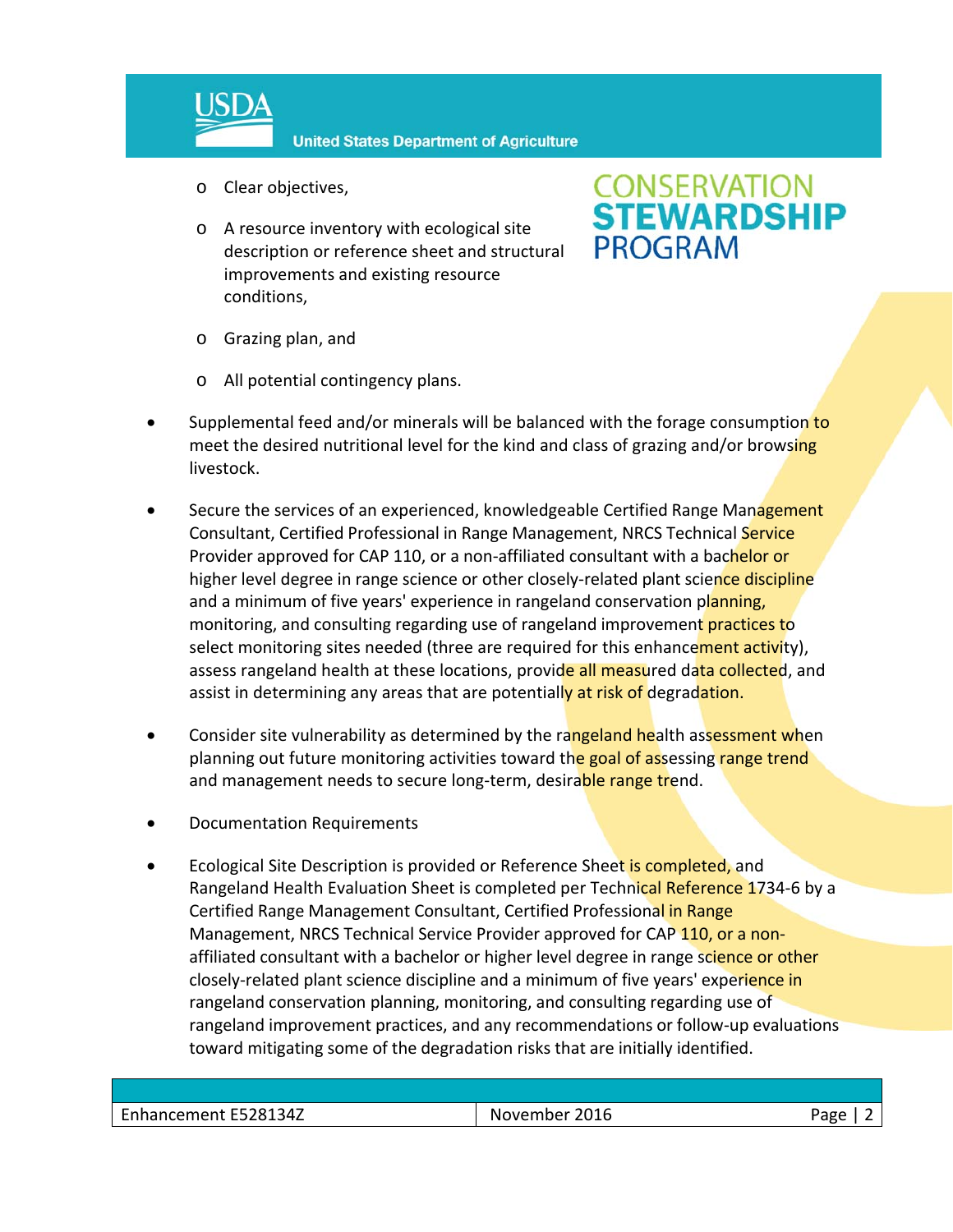- Clear objectives,
- A resource inventory with ecological site description or reference sheet and structural improvements and existing resource conditions,
- Grazing plan, and
- All potential contingency plans.

- Supplemental feed and/or minerals will be balanced with the forage consumption to meet the desired nutritional level for the kind and class of grazing and/or browsing livestock.
- Secure the services of an experienced, knowledgeable Certified Range Management Consultant, Certified Professional in Range Management, NRCS Technical Service Provider approved for CAP 110, or a non-affiliated consultant with a bachelor or higher level degree in range science or other closely-related plant science discipline and a minimum of five years' experience in rangeland conservation planning, monitoring, and consulting regarding use of rangeland improvement practices to select monitoring sites needed (three are required for this enhancement activity), assess rangeland health at these locations, provide all measured data collected, and assist in determining any areas that are potentially at risk of degradation.
- Consider site vulnerability as determined by the rangeland health assessment when planning out future monitoring activities toward the goal of assessing range trend and management needs to secure long-term, desirable range trend.
- Documentation Requirements
- Ecological Site Description is provided or Reference Sheet is completed, and Rangeland Health Evaluation Sheet is completed per Technical Reference 1734-6 by a Certified Range Management Consultant, Certified Professional in Range Management, NRCS Technical Service Provider approved for CAP 110, or a non-affiliated consultant with a bachelor or higher level degree in range science or other closely-related plant science discipline and a minimum of five years' experience in rangeland conservation planning, monitoring, and consulting regarding use of rangeland improvement practices, and any recommendations or follow-up evaluations toward mitigating some of the degradation risks that are initially identified.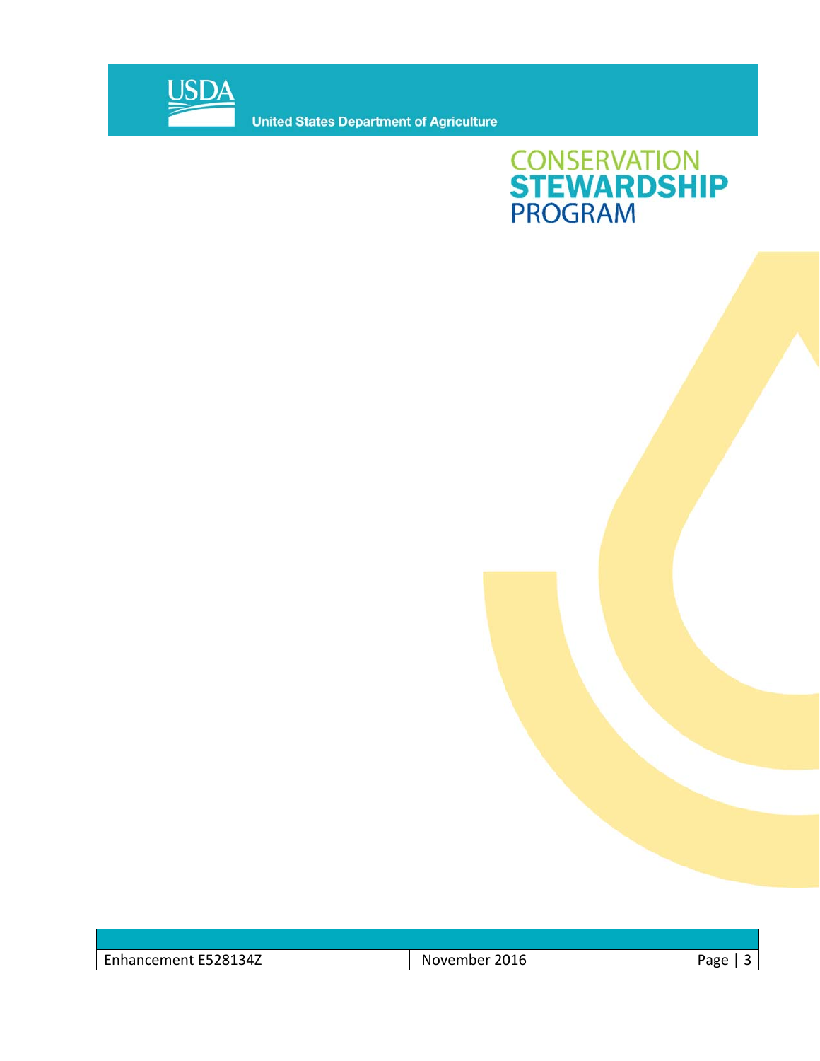United States Department of Agriculture

CONSERVATION
**STEWARDSHIP**
PROGRAM